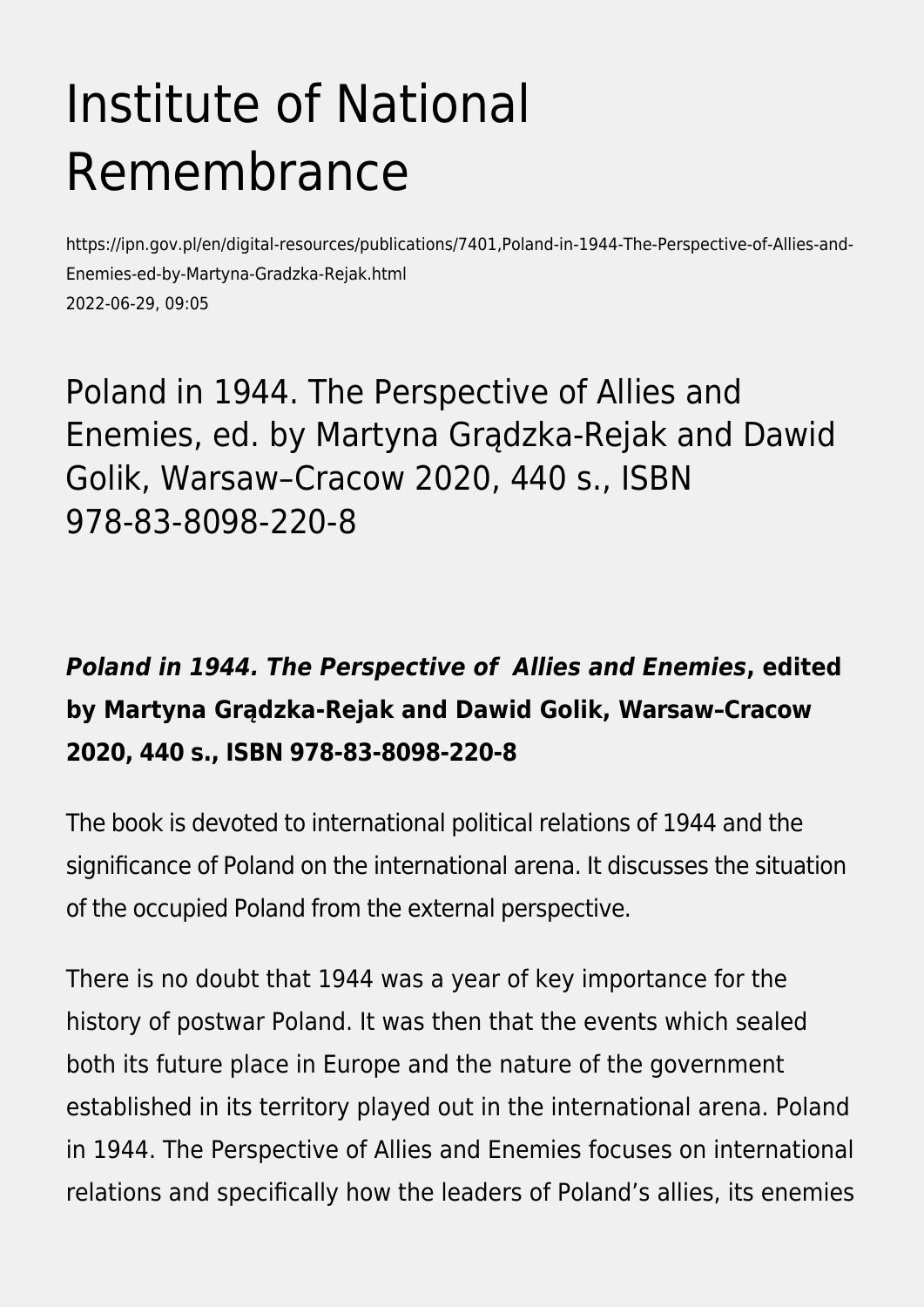# Institute of National Remembrance

https://ipn.gov.pl/en/digital-resources/publications/7401,Poland-in-1944-The-Perspective-of-Allies-and-Enemies-ed-by-Martyna-Gradzka-Rejak.html
2022-06-29, 09:05

## Poland in 1944. The Perspective of Allies and Enemies, ed. by Martyna Grądzka-Rejak and Dawid Golik, Warsaw–Cracow 2020, 440 s., ISBN 978-83-8098-220-8

***Poland in 1944. The Perspective of Allies and Enemies*, edited by Martyna Grądzka-Rejak and Dawid Golik, Warsaw–Cracow 2020, 440 s., ISBN 978-83-8098-220-8**

The book is devoted to international political relations of 1944 and the significance of Poland on the international arena. It discusses the situation of the occupied Poland from the external perspective.

There is no doubt that 1944 was a year of key importance for the history of postwar Poland. It was then that the events which sealed both its future place in Europe and the nature of the government established in its territory played out in the international arena. Poland in 1944. The Perspective of Allies and Enemies focuses on international relations and specifically how the leaders of Poland's allies, its enemies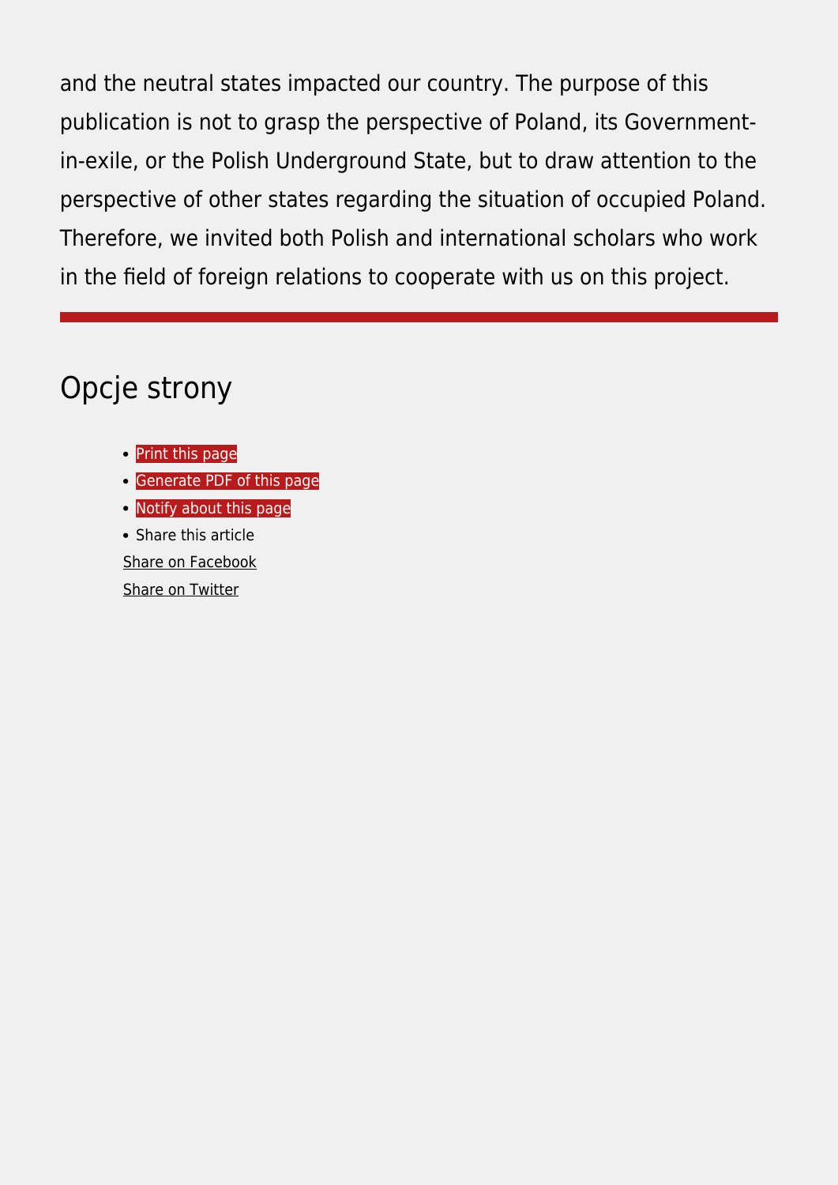and the neutral states impacted our country. The purpose of this publication is not to grasp the perspective of Poland, its Government-in-exile, or the Polish Underground State, but to draw attention to the perspective of other states regarding the situation of occupied Poland. Therefore, we invited both Polish and international scholars who work in the field of foreign relations to cooperate with us on this project.

---

## Opcje strony

- Print this page
- Generate PDF of this page
- Notify about this page
- Share this article

Share on Facebook

Share on Twitter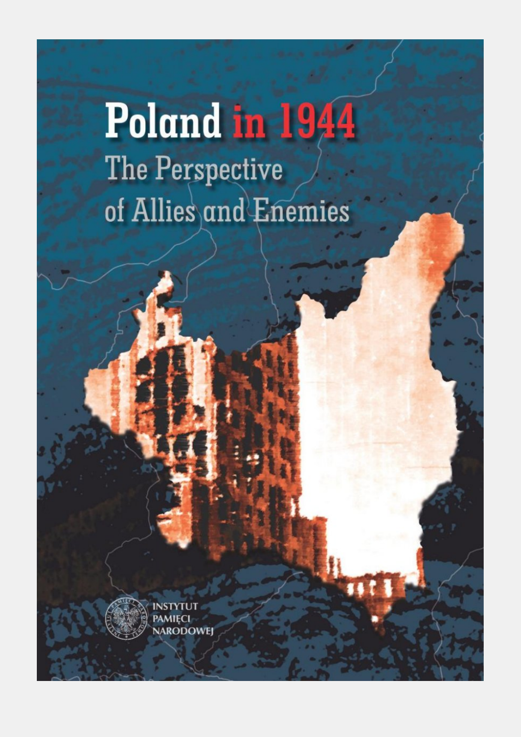# Poland in 1944

## The Perspective of Allies and Enemies

INSTYTUT PAMIĘCI NARODOWEJ